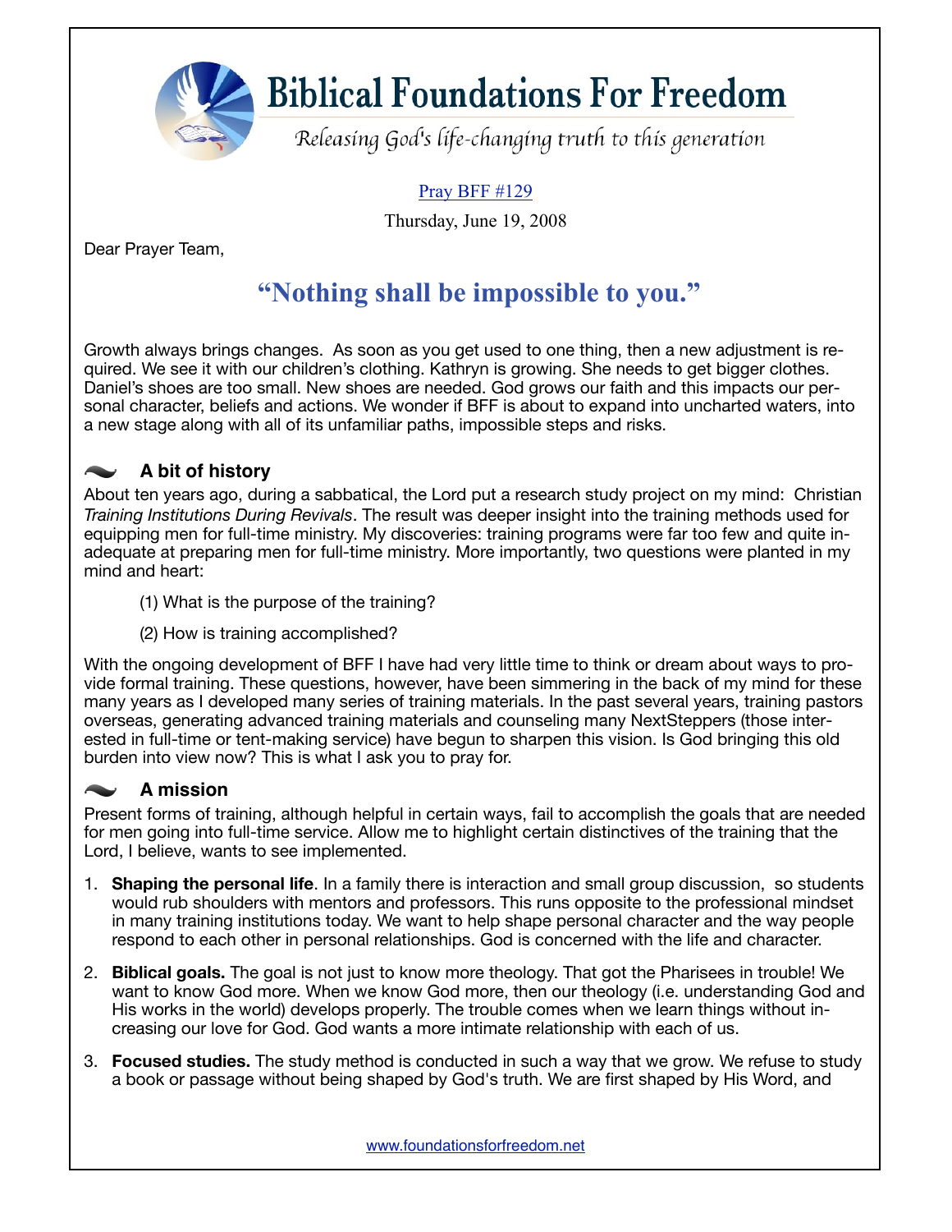# Biblical Foundations For Freedom

*Releasing God's life-changing truth to this generation*

Pray BFF #129

Thursday, June 19, 2008

Dear Prayer Team,

## "Nothing shall be impossible to you."

Growth always brings changes. As soon as you get used to one thing, then a new adjustment is required. We see it with our children's clothing. Kathryn is growing. She needs to get bigger clothes. Daniel's shoes are too small. New shoes are needed. God grows our faith and this impacts our personal character, beliefs and actions. We wonder if BFF is about to expand into uncharted waters, into a new stage along with all of its unfamiliar paths, impossible steps and risks.

### A bit of history

About ten years ago, during a sabbatical, the Lord put a research study project on my mind: Christian *Training Institutions During Revivals*. The result was deeper insight into the training methods used for equipping men for full-time ministry. My discoveries: training programs were far too few and quite inadequate at preparing men for full-time ministry. More importantly, two questions were planted in my mind and heart:

(1) What is the purpose of the training?

(2) How is training accomplished?

With the ongoing development of BFF I have had very little time to think or dream about ways to provide formal training. These questions, however, have been simmering in the back of my mind for these many years as I developed many series of training materials. In the past several years, training pastors overseas, generating advanced training materials and counseling many NextSteppers (those interested in full-time or tent-making service) have begun to sharpen this vision. Is God bringing this old burden into view now? This is what I ask you to pray for.

### A mission

Present forms of training, although helpful in certain ways, fail to accomplish the goals that are needed for men going into full-time service. Allow me to highlight certain distinctives of the training that the Lord, I believe, wants to see implemented.

1. **Shaping the personal life**. In a family there is interaction and small group discussion, so students would rub shoulders with mentors and professors. This runs opposite to the professional mindset in many training institutions today. We want to help shape personal character and the way people respond to each other in personal relationships. God is concerned with the life and character.
2. **Biblical goals.** The goal is not just to know more theology. That got the Pharisees in trouble! We want to know God more. When we know God more, then our theology (i.e. understanding God and His works in the world) develops properly. The trouble comes when we learn things without increasing our love for God. God wants a more intimate relationship with each of us.
3. **Focused studies.** The study method is conducted in such a way that we grow. We refuse to study a book or passage without being shaped by God's truth. We are first shaped by His Word, and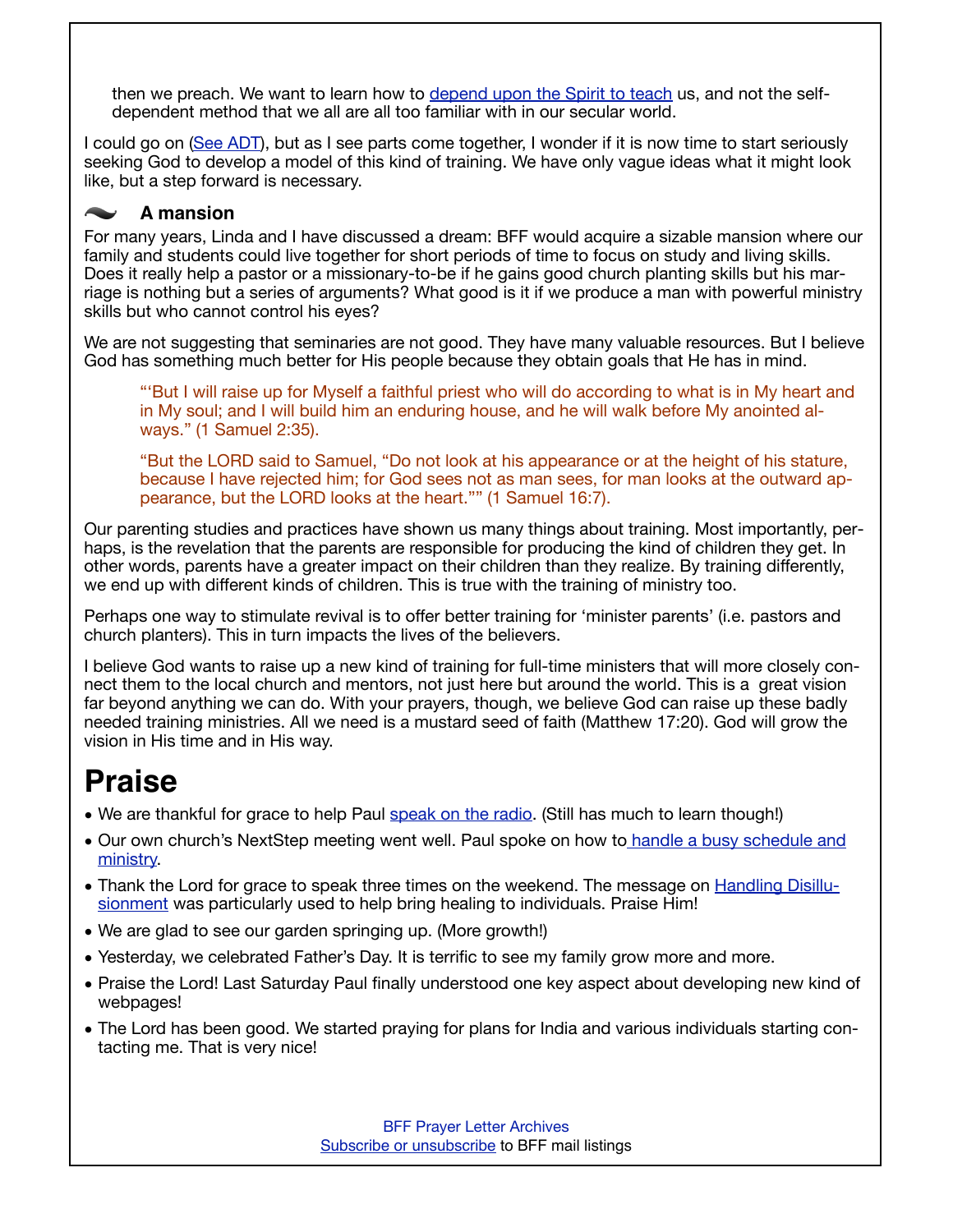then we preach. We want to learn how to depend upon the Spirit to teach us, and not the self-dependent method that we all are all too familiar with in our secular world.

I could go on (See ADT), but as I see parts come together, I wonder if it is now time to start seriously seeking God to develop a model of this kind of training. We have only vague ideas what it might look like, but a step forward is necessary.

### A mansion

For many years, Linda and I have discussed a dream: BFF would acquire a sizable mansion where our family and students could live together for short periods of time to focus on study and living skills. Does it really help a pastor or a missionary-to-be if he gains good church planting skills but his marriage is nothing but a series of arguments? What good is it if we produce a man with powerful ministry skills but who cannot control his eyes?

We are not suggesting that seminaries are not good. They have many valuable resources. But I believe God has something much better for His people because they obtain goals that He has in mind.

> "'But I will raise up for Myself a faithful priest who will do according to what is in My heart and in My soul; and I will build him an enduring house, and he will walk before My anointed always." (1 Samuel 2:35).
>
> "But the LORD said to Samuel, "Do not look at his appearance or at the height of his stature, because I have rejected him; for God sees not as man sees, for man looks at the outward appearance, but the LORD looks at the heart."" (1 Samuel 16:7).

Our parenting studies and practices have shown us many things about training. Most importantly, perhaps, is the revelation that the parents are responsible for producing the kind of children they get. In other words, parents have a greater impact on their children than they realize. By training differently, we end up with different kinds of children. This is true with the training of ministry too.

Perhaps one way to stimulate revival is to offer better training for 'minister parents' (i.e. pastors and church planters). This in turn impacts the lives of the believers.

I believe God wants to raise up a new kind of training for full-time ministers that will more closely connect them to the local church and mentors, not just here but around the world. This is a great vision far beyond anything we can do. With your prayers, though, we believe God can raise up these badly needed training ministries. All we need is a mustard seed of faith (Matthew 17:20). God will grow the vision in His time and in His way.

# Praise

- We are thankful for grace to help Paul speak on the radio. (Still has much to learn though!)
- Our own church's NextStep meeting went well. Paul spoke on how to handle a busy schedule and ministry.
- Thank the Lord for grace to speak three times on the weekend. The message on Handling Disillusionment was particularly used to help bring healing to individuals. Praise Him!
- We are glad to see our garden springing up. (More growth!)
- Yesterday, we celebrated Father's Day. It is terrific to see my family grow more and more.
- Praise the Lord! Last Saturday Paul finally understood one key aspect about developing new kind of webpages!
- The Lord has been good. We started praying for plans for India and various individuals starting contacting me. That is very nice!

BFF Prayer Letter Archives
Subscribe or unsubscribe to BFF mail listings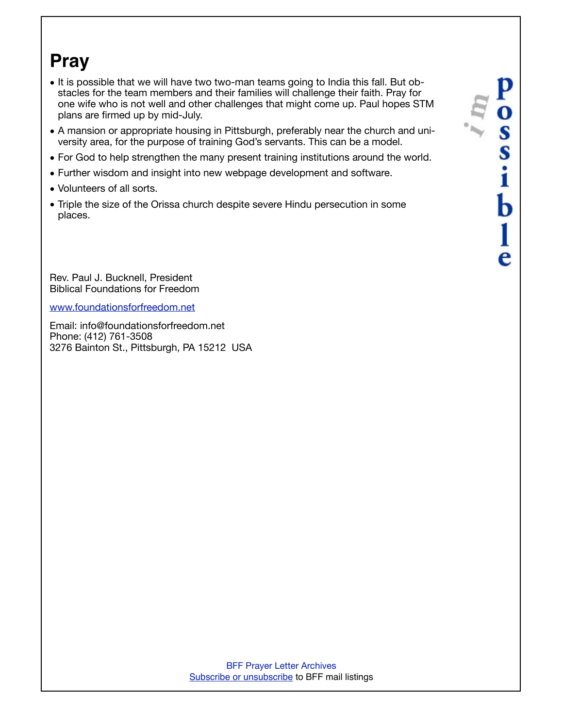# Pray

- It is possible that we will have two two-man teams going to India this fall. But obstacles for the team members and their families will challenge their faith. Pray for one wife who is not well and other challenges that might come up. Paul hopes STM plans are firmed up by mid-July.
- A mansion or appropriate housing in Pittsburgh, preferably near the church and university area, for the purpose of training God's servants. This can be a model.
- For God to help strengthen the many present training institutions around the world.
- Further wisdom and insight into new webpage development and software.
- Volunteers of all sorts.
- Triple the size of the Orissa church despite severe Hindu persecution in some places.

im possible

Rev. Paul J. Bucknell, President
Biblical Foundations for Freedom

[www.foundationsforfreedom.net](http://www.foundationsforfreedom.net)

Email: info@foundationsforfreedom.net
Phone: (412) 761-3508
3276 Bainton St., Pittsburgh, PA 15212 USA

BFF Prayer Letter Archives
Subscribe or unsubscribe to BFF mail listings